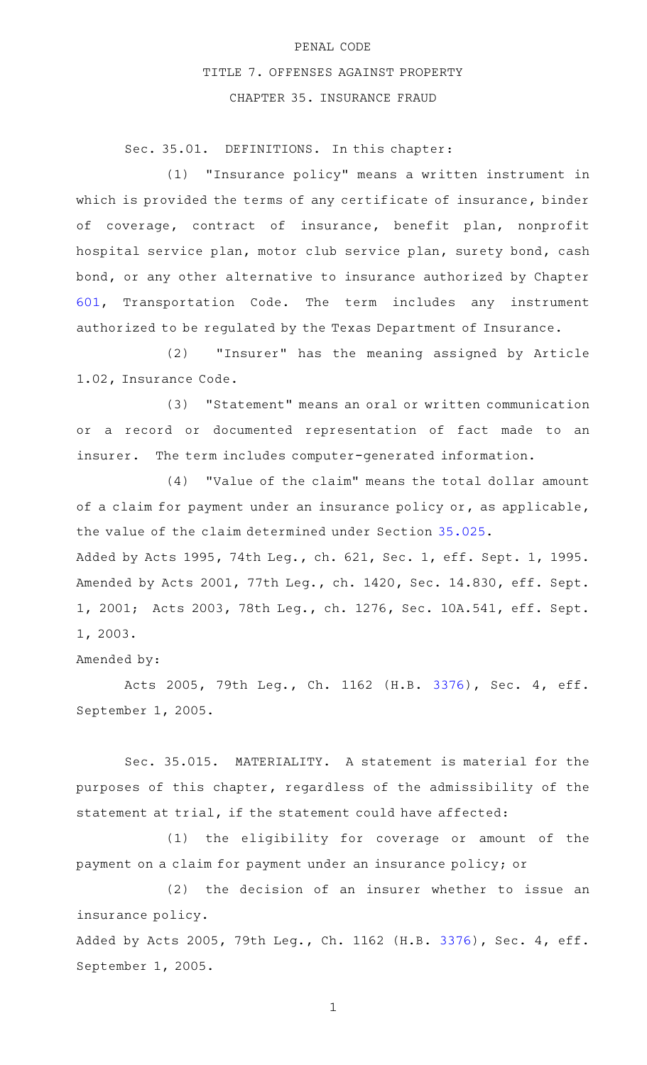PENAL CODE

TITLE 7. OFFENSES AGAINST PROPERTY

CHAPTER 35. INSURANCE FRAUD

Sec. 35.01. DEFINITIONS. In this chapter:

(1) "Insurance policy" means a written instrument in which is provided the terms of any certificate of insurance, binder of coverage, contract of insurance, benefit plan, nonprofit hospital service plan, motor club service plan, surety bond, cash bond, or any other alternative to insurance authorized by Chapter 601, Transportation Code. The term includes any instrument authorized to be regulated by the Texas Department of Insurance.

(2) "Insurer" has the meaning assigned by Article 1.02, Insurance Code.

(3) "Statement" means an oral or written communication or a record or documented representation of fact made to an insurer. The term includes computer-generated information.

(4) "Value of the claim" means the total dollar amount of a claim for payment under an insurance policy or, as applicable, the value of the claim determined under Section 35.025.

Added by Acts 1995, 74th Leg., ch. 621, Sec. 1, eff. Sept. 1, 1995. Amended by Acts 2001, 77th Leg., ch. 1420, Sec. 14.830, eff. Sept. 1, 2001; Acts 2003, 78th Leg., ch. 1276, Sec. 10A.541, eff. Sept. 1, 2003.

Amended by:

Acts 2005, 79th Leg., Ch. 1162 (H.B. 3376), Sec. 4, eff. September 1, 2005.

Sec. 35.015. MATERIALITY. A statement is material for the purposes of this chapter, regardless of the admissibility of the statement at trial, if the statement could have affected:

(1) the eligibility for coverage or amount of the payment on a claim for payment under an insurance policy; or

(2) the decision of an insurer whether to issue an insurance policy.

Added by Acts 2005, 79th Leg., Ch. 1162 (H.B. 3376), Sec. 4, eff. September 1, 2005.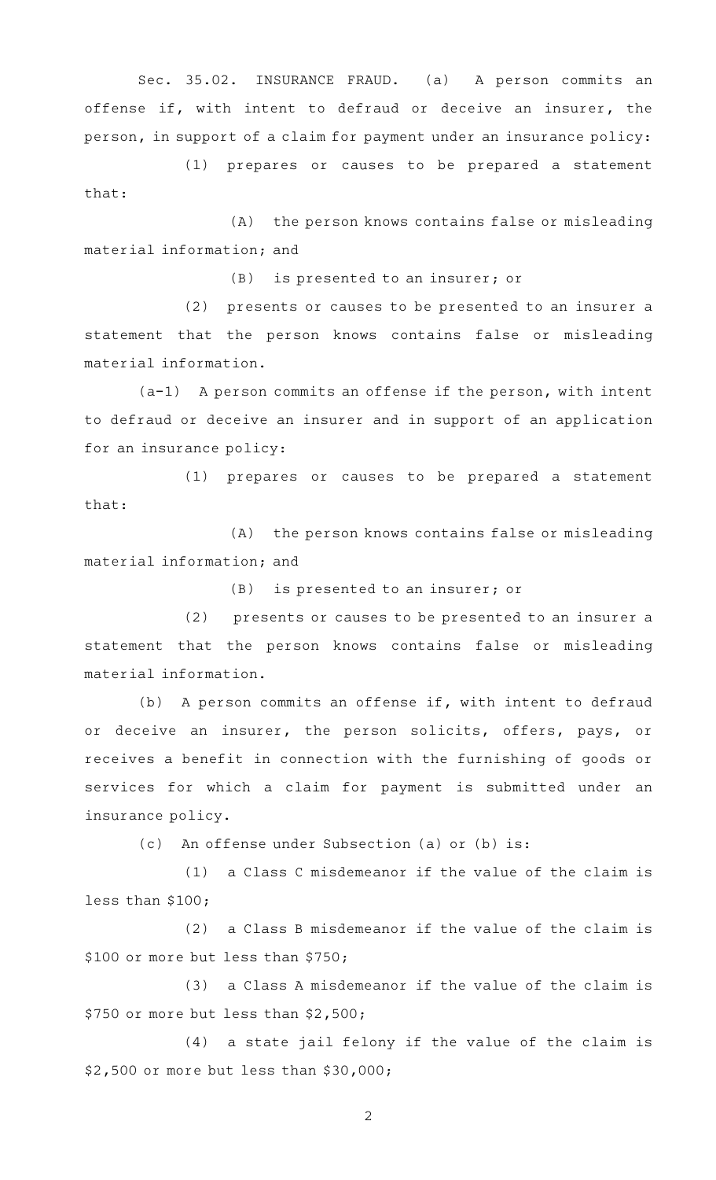Sec. 35.02. INSURANCE FRAUD. (a) A person commits an offense if, with intent to defraud or deceive an insurer, the person, in support of a claim for payment under an insurance policy:

(1) prepares or causes to be prepared a statement that:

(A) the person knows contains false or misleading material information; and

(B) is presented to an insurer; or

(2) presents or causes to be presented to an insurer a statement that the person knows contains false or misleading material information.

(a-1) A person commits an offense if the person, with intent to defraud or deceive an insurer and in support of an application for an insurance policy:

(1) prepares or causes to be prepared a statement that:

(A) the person knows contains false or misleading material information; and

(B) is presented to an insurer; or

(2) presents or causes to be presented to an insurer a statement that the person knows contains false or misleading material information.

(b) A person commits an offense if, with intent to defraud or deceive an insurer, the person solicits, offers, pays, or receives a benefit in connection with the furnishing of goods or services for which a claim for payment is submitted under an insurance policy.

(c) An offense under Subsection (a) or (b) is:

(1) a Class C misdemeanor if the value of the claim is less than $100;

(2) a Class B misdemeanor if the value of the claim is $100 or more but less than $750;

(3) a Class A misdemeanor if the value of the claim is $750 or more but less than $2,500;

(4) a state jail felony if the value of the claim is $2,500 or more but less than $30,000;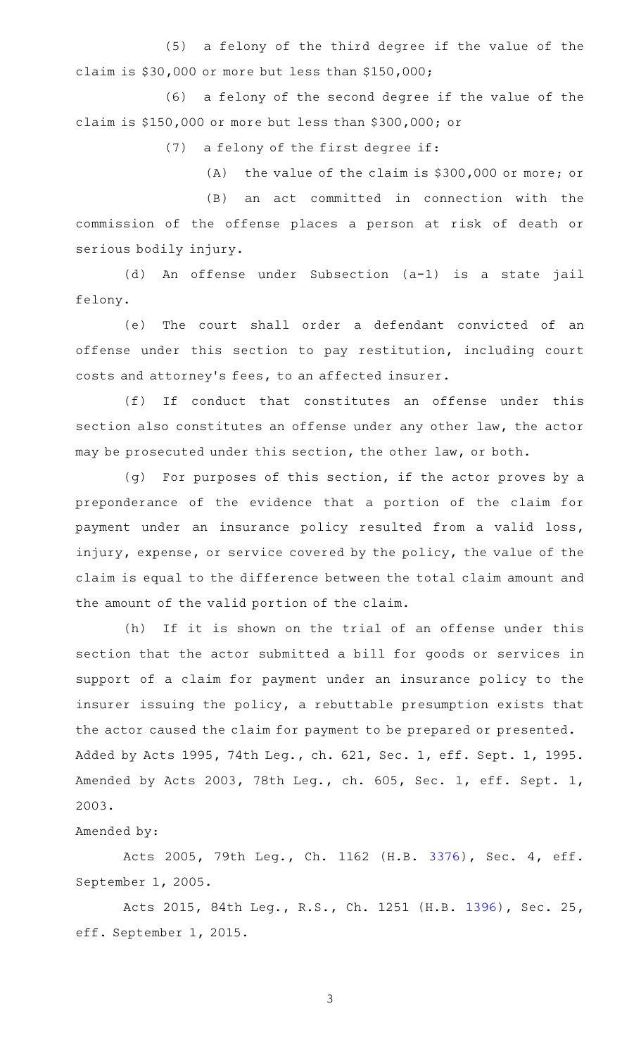(5) a felony of the third degree if the value of the claim is $30,000 or more but less than $150,000;

(6) a felony of the second degree if the value of the claim is $150,000 or more but less than $300,000; or

(7) a felony of the first degree if:

(A) the value of the claim is $300,000 or more; or

(B) an act committed in connection with the commission of the offense places a person at risk of death or serious bodily injury.

(d) An offense under Subsection (a-1) is a state jail felony.

(e) The court shall order a defendant convicted of an offense under this section to pay restitution, including court costs and attorney's fees, to an affected insurer.

(f) If conduct that constitutes an offense under this section also constitutes an offense under any other law, the actor may be prosecuted under this section, the other law, or both.

(g) For purposes of this section, if the actor proves by a preponderance of the evidence that a portion of the claim for payment under an insurance policy resulted from a valid loss, injury, expense, or service covered by the policy, the value of the claim is equal to the difference between the total claim amount and the amount of the valid portion of the claim.

(h) If it is shown on the trial of an offense under this section that the actor submitted a bill for goods or services in support of a claim for payment under an insurance policy to the insurer issuing the policy, a rebuttable presumption exists that the actor caused the claim for payment to be prepared or presented.

Added by Acts 1995, 74th Leg., ch. 621, Sec. 1, eff. Sept. 1, 1995. Amended by Acts 2003, 78th Leg., ch. 605, Sec. 1, eff. Sept. 1, 2003.

Amended by:

Acts 2005, 79th Leg., Ch. 1162 (H.B. 3376), Sec. 4, eff. September 1, 2005.

Acts 2015, 84th Leg., R.S., Ch. 1251 (H.B. 1396), Sec. 25, eff. September 1, 2015.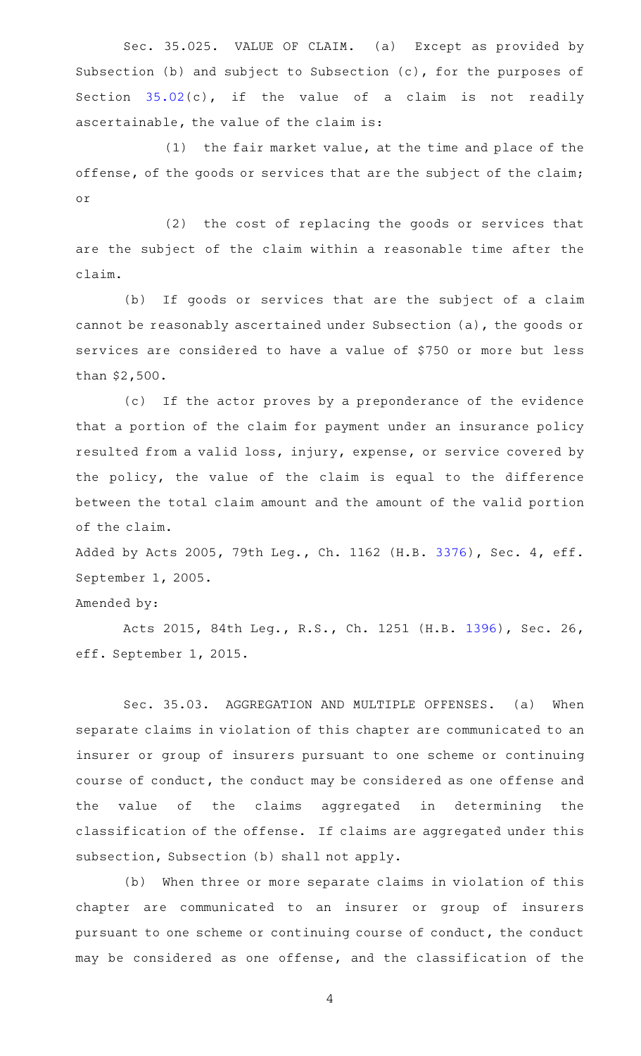Sec. 35.025. VALUE OF CLAIM. (a) Except as provided by Subsection (b) and subject to Subsection (c), for the purposes of Section 35.02(c), if the value of a claim is not readily ascertainable, the value of the claim is:

(1) the fair market value, at the time and place of the offense, of the goods or services that are the subject of the claim; or

(2) the cost of replacing the goods or services that are the subject of the claim within a reasonable time after the claim.

(b) If goods or services that are the subject of a claim cannot be reasonably ascertained under Subsection (a), the goods or services are considered to have a value of $750 or more but less than $2,500.

(c) If the actor proves by a preponderance of the evidence that a portion of the claim for payment under an insurance policy resulted from a valid loss, injury, expense, or service covered by the policy, the value of the claim is equal to the difference between the total claim amount and the amount of the valid portion of the claim.

Added by Acts 2005, 79th Leg., Ch. 1162 (H.B. 3376), Sec. 4, eff. September 1, 2005.

Amended by:

Acts 2015, 84th Leg., R.S., Ch. 1251 (H.B. 1396), Sec. 26, eff. September 1, 2015.

Sec. 35.03. AGGREGATION AND MULTIPLE OFFENSES. (a) When separate claims in violation of this chapter are communicated to an insurer or group of insurers pursuant to one scheme or continuing course of conduct, the conduct may be considered as one offense and the value of the claims aggregated in determining the classification of the offense. If claims are aggregated under this subsection, Subsection (b) shall not apply.

(b) When three or more separate claims in violation of this chapter are communicated to an insurer or group of insurers pursuant to one scheme or continuing course of conduct, the conduct may be considered as one offense, and the classification of the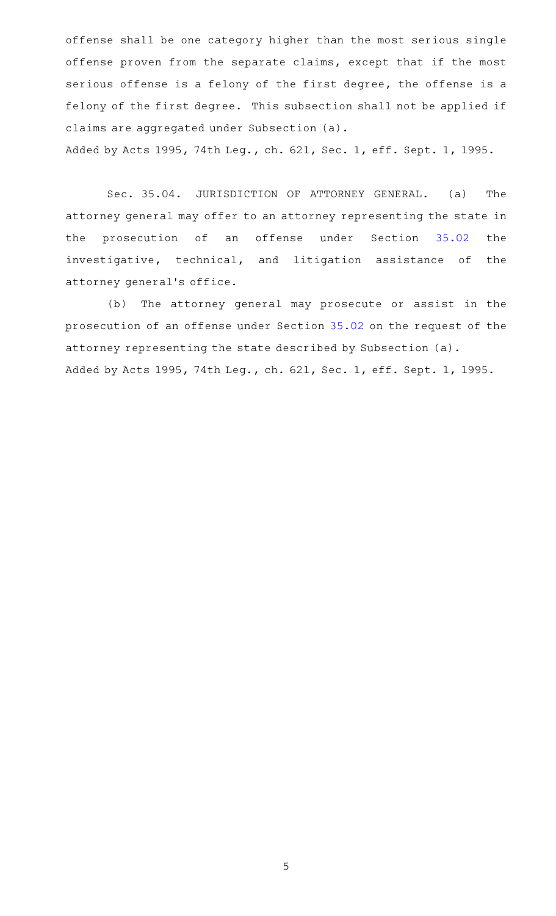offense shall be one category higher than the most serious single offense proven from the separate claims, except that if the most serious offense is a felony of the first degree, the offense is a felony of the first degree. This subsection shall not be applied if claims are aggregated under Subsection (a).

Added by Acts 1995, 74th Leg., ch. 621, Sec. 1, eff. Sept. 1, 1995.

Sec. 35.04. JURISDICTION OF ATTORNEY GENERAL. (a) The attorney general may offer to an attorney representing the state in the prosecution of an offense under Section 35.02 the investigative, technical, and litigation assistance of the attorney general's office.

(b) The attorney general may prosecute or assist in the prosecution of an offense under Section 35.02 on the request of the attorney representing the state described by Subsection (a).

Added by Acts 1995, 74th Leg., ch. 621, Sec. 1, eff. Sept. 1, 1995.